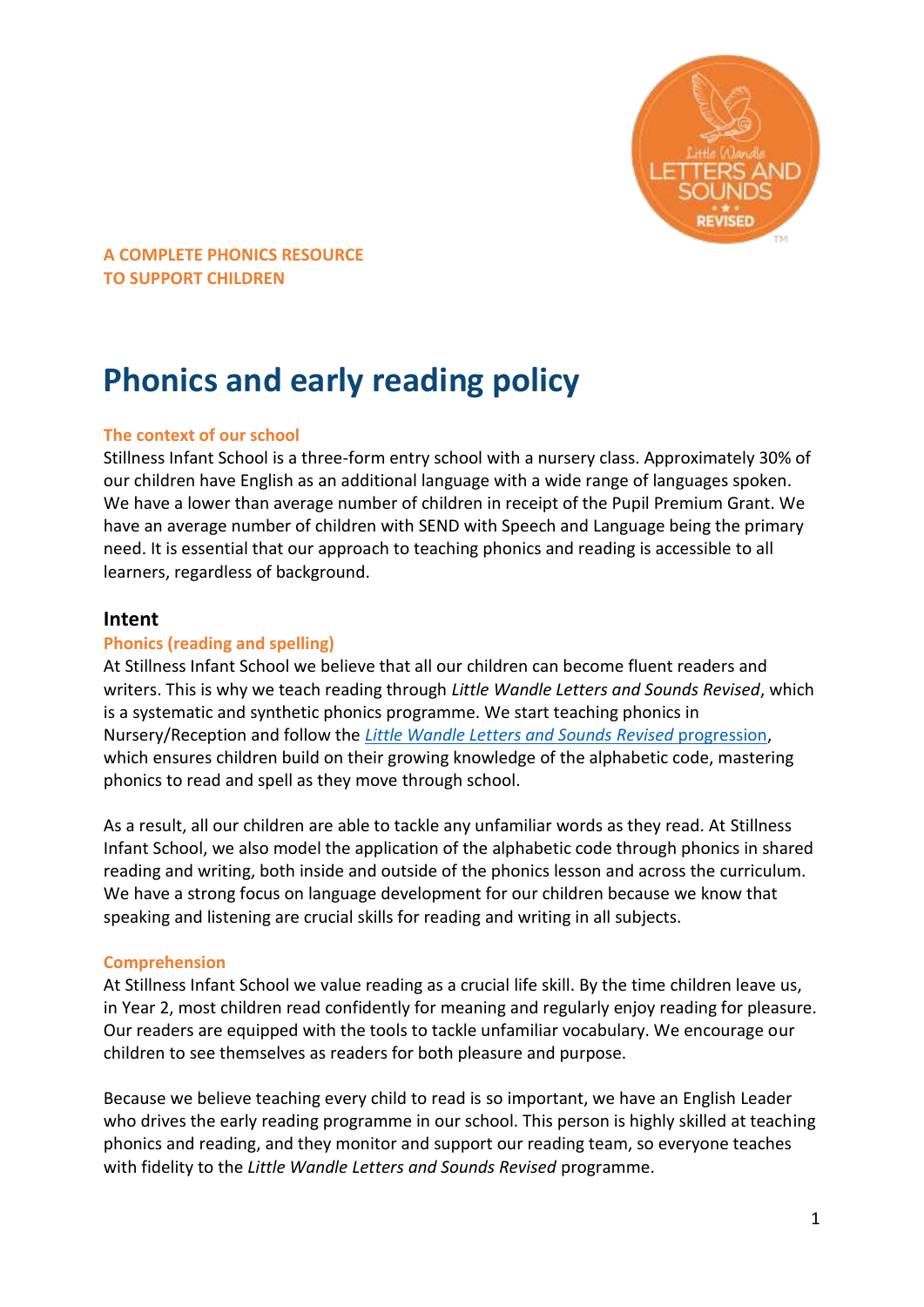A COMPLETE PHONICS RESOURCE
TO SUPPORT CHILDREN

# Phonics and early reading policy

### The context of our school

Stillness Infant School is a three-form entry school with a nursery class. Approximately 30% of our children have English as an additional language with a wide range of languages spoken. We have a lower than average number of children in receipt of the Pupil Premium Grant. We have an average number of children with SEND with Speech and Language being the primary need. It is essential that our approach to teaching phonics and reading is accessible to all learners, regardless of background.

## Intent

### Phonics (reading and spelling)

At Stillness Infant School we believe that all our children can become fluent readers and writers. This is why we teach reading through *Little Wandle Letters and Sounds Revised*, which is a systematic and synthetic phonics programme. We start teaching phonics in Nursery/Reception and follow the *Little Wandle Letters and Sounds Revised* progression, which ensures children build on their growing knowledge of the alphabetic code, mastering phonics to read and spell as they move through school.

As a result, all our children are able to tackle any unfamiliar words as they read. At Stillness Infant School, we also model the application of the alphabetic code through phonics in shared reading and writing, both inside and outside of the phonics lesson and across the curriculum. We have a strong focus on language development for our children because we know that speaking and listening are crucial skills for reading and writing in all subjects.

### Comprehension

At Stillness Infant School we value reading as a crucial life skill. By the time children leave us, in Year 2, most children read confidently for meaning and regularly enjoy reading for pleasure. Our readers are equipped with the tools to tackle unfamiliar vocabulary. We encourage our children to see themselves as readers for both pleasure and purpose.

Because we believe teaching every child to read is so important, we have an English Leader who drives the early reading programme in our school. This person is highly skilled at teaching phonics and reading, and they monitor and support our reading team, so everyone teaches with fidelity to the *Little Wandle Letters and Sounds Revised* programme.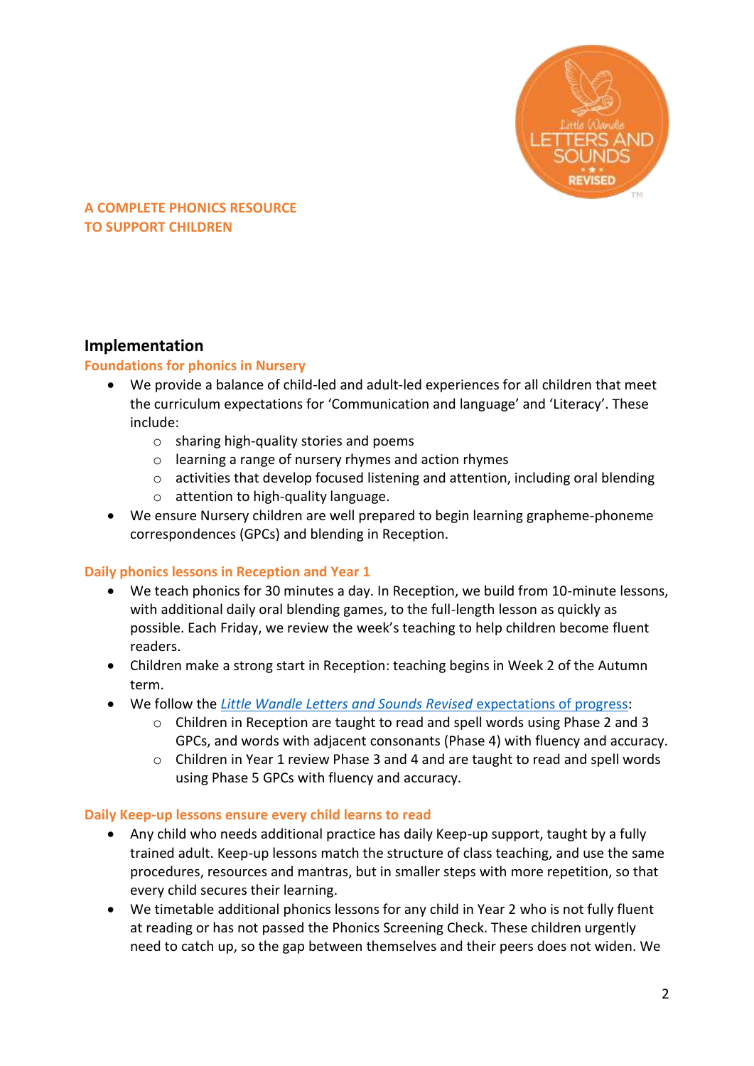A COMPLETE PHONICS RESOURCE
TO SUPPORT CHILDREN

## Implementation

### Foundations for phonics in Nursery

- We provide a balance of child-led and adult-led experiences for all children that meet the curriculum expectations for 'Communication and language' and 'Literacy'. These include:
  - sharing high-quality stories and poems
  - learning a range of nursery rhymes and action rhymes
  - activities that develop focused listening and attention, including oral blending
  - attention to high-quality language.
- We ensure Nursery children are well prepared to begin learning grapheme-phoneme correspondences (GPCs) and blending in Reception.

### Daily phonics lessons in Reception and Year 1

- We teach phonics for 30 minutes a day. In Reception, we build from 10-minute lessons, with additional daily oral blending games, to the full-length lesson as quickly as possible. Each Friday, we review the week's teaching to help children become fluent readers.
- Children make a strong start in Reception: teaching begins in Week 2 of the Autumn term.
- We follow the *Little Wandle Letters and Sounds Revised* expectations of progress:
  - Children in Reception are taught to read and spell words using Phase 2 and 3 GPCs, and words with adjacent consonants (Phase 4) with fluency and accuracy.
  - Children in Year 1 review Phase 3 and 4 and are taught to read and spell words using Phase 5 GPCs with fluency and accuracy.

### Daily Keep-up lessons ensure every child learns to read

- Any child who needs additional practice has daily Keep-up support, taught by a fully trained adult. Keep-up lessons match the structure of class teaching, and use the same procedures, resources and mantras, but in smaller steps with more repetition, so that every child secures their learning.
- We timetable additional phonics lessons for any child in Year 2 who is not fully fluent at reading or has not passed the Phonics Screening Check. These children urgently need to catch up, so the gap between themselves and their peers does not widen. We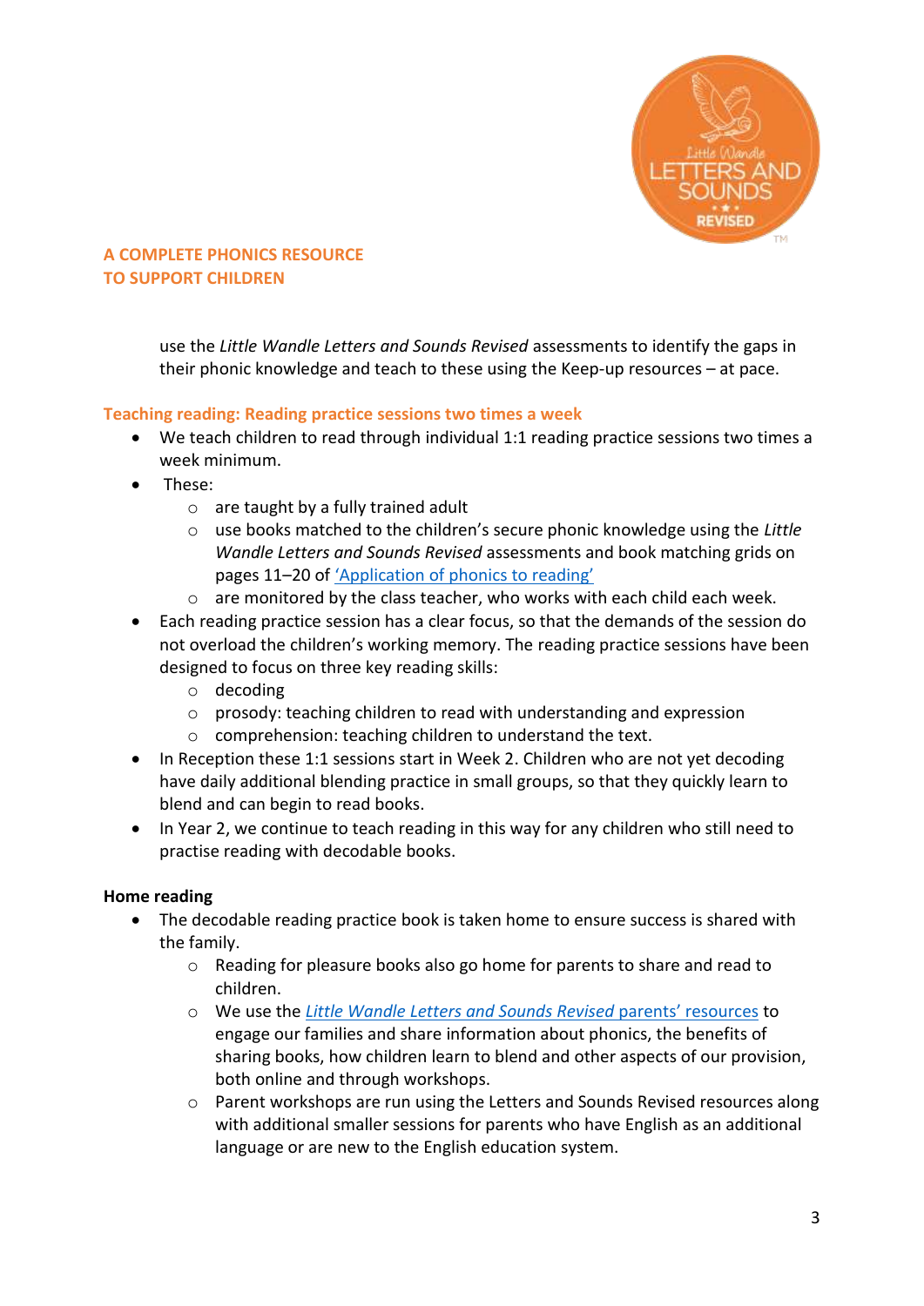A COMPLETE PHONICS RESOURCE
TO SUPPORT CHILDREN

use the *Little Wandle Letters and Sounds Revised* assessments to identify the gaps in their phonic knowledge and teach to these using the Keep-up resources – at pace.

## Teaching reading: Reading practice sessions two times a week

- We teach children to read through individual 1:1 reading practice sessions two times a week minimum.
- These:
  - are taught by a fully trained adult
  - use books matched to the children's secure phonic knowledge using the *Little Wandle Letters and Sounds Revised* assessments and book matching grids on pages 11–20 of 'Application of phonics to reading'
  - are monitored by the class teacher, who works with each child each week.
- Each reading practice session has a clear focus, so that the demands of the session do not overload the children's working memory. The reading practice sessions have been designed to focus on three key reading skills:
  - decoding
  - prosody: teaching children to read with understanding and expression
  - comprehension: teaching children to understand the text.
- In Reception these 1:1 sessions start in Week 2. Children who are not yet decoding have daily additional blending practice in small groups, so that they quickly learn to blend and can begin to read books.
- In Year 2, we continue to teach reading in this way for any children who still need to practise reading with decodable books.

## Home reading

- The decodable reading practice book is taken home to ensure success is shared with the family.
  - Reading for pleasure books also go home for parents to share and read to children.
  - We use the *Little Wandle Letters and Sounds Revised* parents' resources to engage our families and share information about phonics, the benefits of sharing books, how children learn to blend and other aspects of our provision, both online and through workshops.
  - Parent workshops are run using the Letters and Sounds Revised resources along with additional smaller sessions for parents who have English as an additional language or are new to the English education system.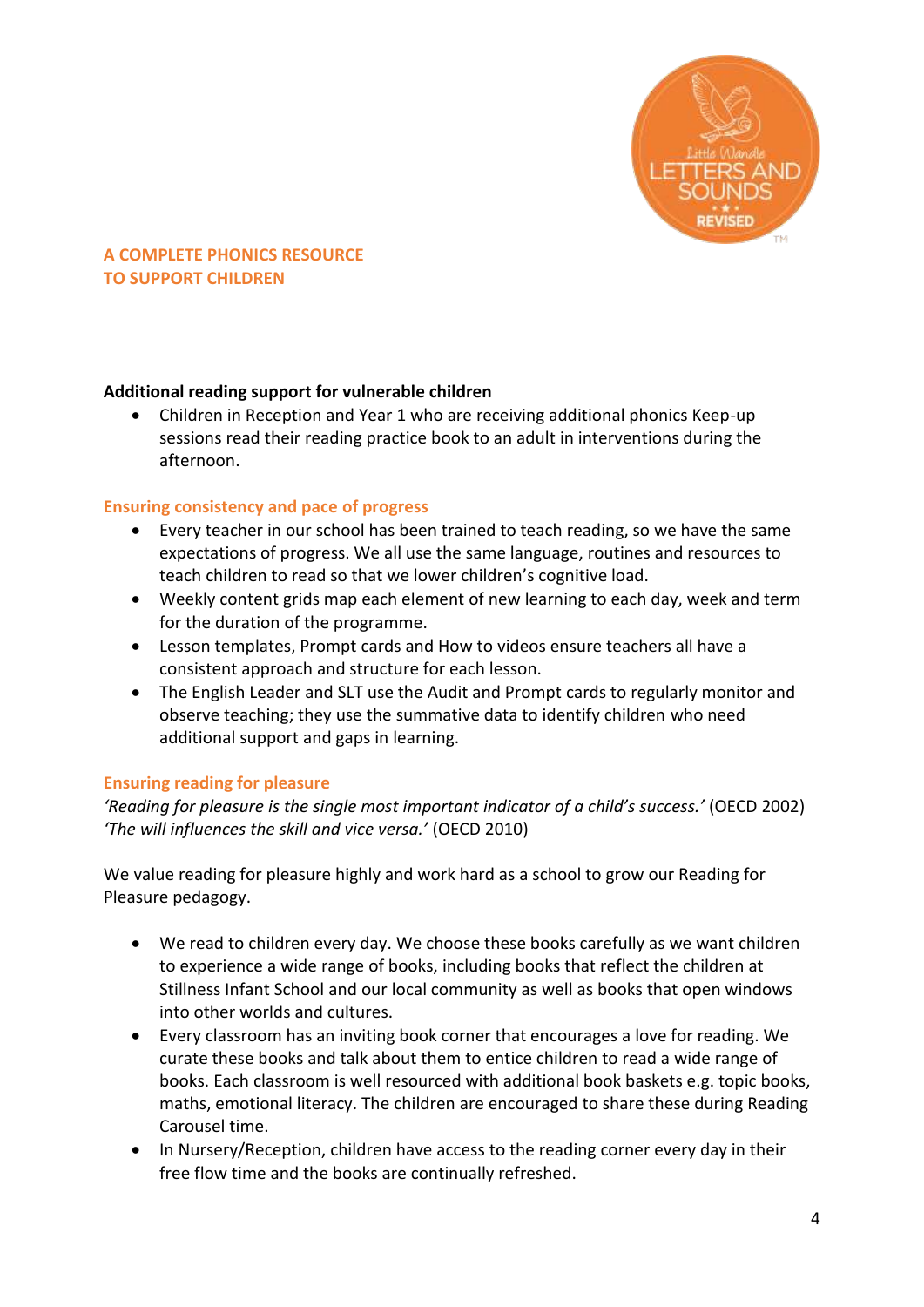**A COMPLETE PHONICS RESOURCE**
**TO SUPPORT CHILDREN**

**Additional reading support for vulnerable children**

- Children in Reception and Year 1 who are receiving additional phonics Keep-up sessions read their reading practice book to an adult in interventions during the afternoon.

## Ensuring consistency and pace of progress

- Every teacher in our school has been trained to teach reading, so we have the same expectations of progress. We all use the same language, routines and resources to teach children to read so that we lower children's cognitive load.
- Weekly content grids map each element of new learning to each day, week and term for the duration of the programme.
- Lesson templates, Prompt cards and How to videos ensure teachers all have a consistent approach and structure for each lesson.
- The English Leader and SLT use the Audit and Prompt cards to regularly monitor and observe teaching; they use the summative data to identify children who need additional support and gaps in learning.

## Ensuring reading for pleasure

*'Reading for pleasure is the single most important indicator of a child's success.'* (OECD 2002)
*'The will influences the skill and vice versa.'* (OECD 2010)

We value reading for pleasure highly and work hard as a school to grow our Reading for Pleasure pedagogy.

- We read to children every day. We choose these books carefully as we want children to experience a wide range of books, including books that reflect the children at Stillness Infant School and our local community as well as books that open windows into other worlds and cultures.
- Every classroom has an inviting book corner that encourages a love for reading. We curate these books and talk about them to entice children to read a wide range of books. Each classroom is well resourced with additional book baskets e.g. topic books, maths, emotional literacy. The children are encouraged to share these during Reading Carousel time.
- In Nursery/Reception, children have access to the reading corner every day in their free flow time and the books are continually refreshed.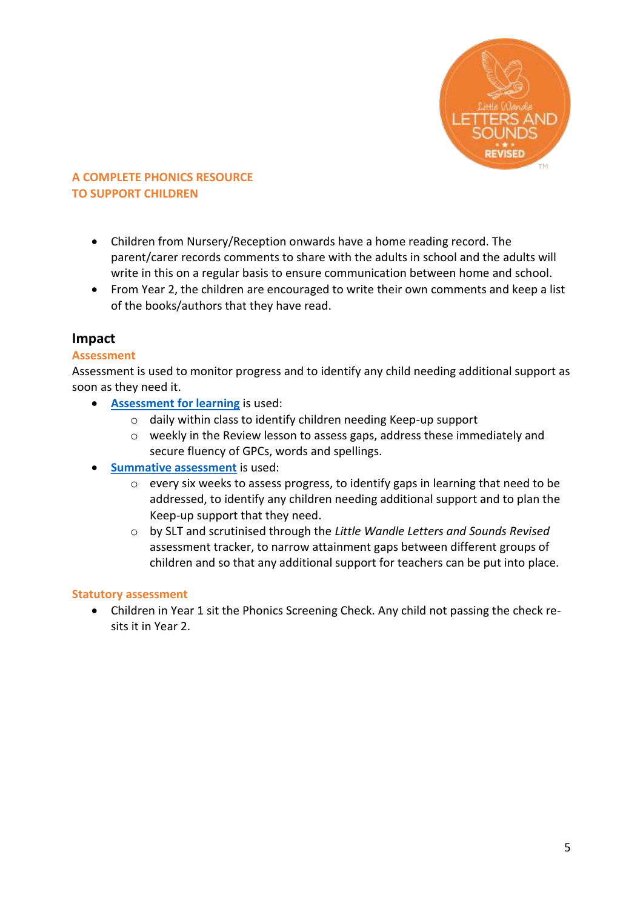A COMPLETE PHONICS RESOURCE
TO SUPPORT CHILDREN

- Children from Nursery/Reception onwards have a home reading record. The parent/carer records comments to share with the adults in school and the adults will write in this on a regular basis to ensure communication between home and school.
- From Year 2, the children are encouraged to write their own comments and keep a list of the books/authors that they have read.

## Impact

### Assessment

Assessment is used to monitor progress and to identify any child needing additional support as soon as they need it.

- **Assessment for learning** is used:
  - daily within class to identify children needing Keep-up support
  - weekly in the Review lesson to assess gaps, address these immediately and secure fluency of GPCs, words and spellings.
- **Summative assessment** is used:
  - every six weeks to assess progress, to identify gaps in learning that need to be addressed, to identify any children needing additional support and to plan the Keep-up support that they need.
  - by SLT and scrutinised through the *Little Wandle Letters and Sounds Revised* assessment tracker, to narrow attainment gaps between different groups of children and so that any additional support for teachers can be put into place.

### Statutory assessment

- Children in Year 1 sit the Phonics Screening Check. Any child not passing the check re-sits it in Year 2.